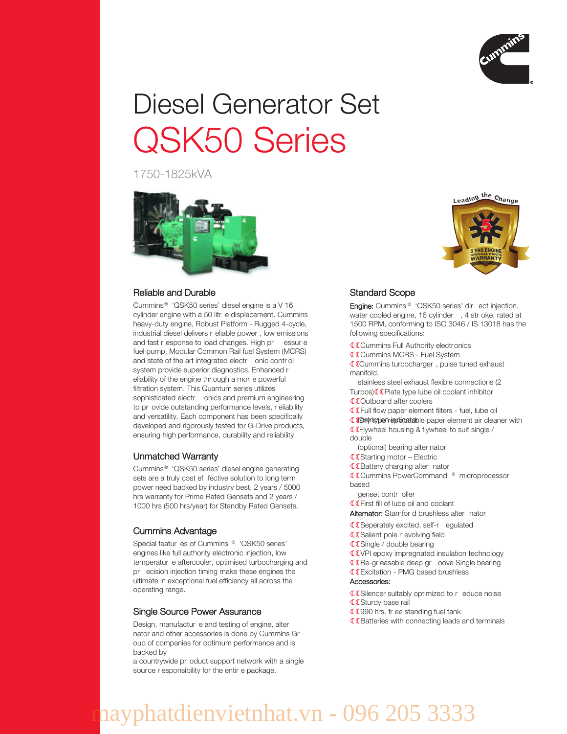# Diesel Generator Set

# QSK50 Series

1750-1825kVA

Leading the Change

5 YRS ENGINE CRITICAL PARTS WARRANTY

## Reliable and Durable

Cummins® 'QSK50 series' diesel engine is a V 16 cylinder engine with a 50 litre displacement. Cummins heavy-duty engine, Robust Platform - Rugged 4-cycle, industrial diesel delivers reliable power, low emissions and fast response to load changes. High pressure fuel pump, Modular Common Rail fuel System (MCRS) and state of the art integrated electronic control system provide superior diagnostics. Enhanced reliability of the engine through a more powerful filtration system. This Quantum series utilizes sophisticated electronics and premium engineering to provide outstanding performance levels, reliability and versatility. Each component has been specifically developed and rigorously tested for G-Drive products, ensuring high performance, durability and reliability.

## Unmatched Warranty

Cummins® 'QSK50 series' diesel engine generating sets are a truly cost effective solution to long term power need backed by industry best, 2 years / 5000 hrs warranty for Prime Rated Gensets and 2 years / 1000 hrs (500 hrs/year) for Standby Rated Gensets.

## Cummins Advantage

Special features of Cummins® 'QSK50 series' engines like full authority electronic injection, low temperature aftercooler, optimised turbocharging and precision injection timing make these engines the ultimate in exceptional fuel efficiency all across the operating range.

## Single Source Power Assurance

Design, manufacture and testing of engine, alternator and other accessories is done by Cummins Group of companies for optimum performance and is backed by a countrywide product support network with a single source responsibility for the entire package.

## Standard Scope

**Engine:** Cummins® 'QSK50 series' direct injection, water cooled engine, 16 cylinder, 4 stroke, rated at 1500 RPM, conforming to ISO 3046 / IS 13018 has the following specifications:

- Cummins Full Authority electronics
- Cummins MCRS - Fuel System
- Cummins turbocharger, pulse tuned exhaust manifold, stainless steel exhaust flexible connections (2 Turbos)
- Plate type lube oil coolant inhibitor
- Outboard after coolers
- Full flow paper element filters - fuel, lube oil
- Dry type replaceable paper element air cleaner with restriction indicator
- Flywheel housing & flywheel to suit single / double (optional) bearing alternator
- Starting motor – Electric
- Battery charging alternator
- Cummins PowerCommand® microprocessor based genset controller
- First fill of lube oil and coolant

**Alternator:** Stamford brushless alternator

- Seperately excited, self-regulated
- Salient pole revolving field
- Single / double bearing
- VPI epoxy impregnated insulation technology
- Re-greasable deep groove Single bearing
- Excitation - PMG based brushless

**Accessories:**

- Silencer suitably optimized to reduce noise
- Sturdy base rail
- 990 ltrs. free standing fuel tank
- Batteries with connecting leads and terminals

mayphatdienvietnhat.vn - 096 205 3333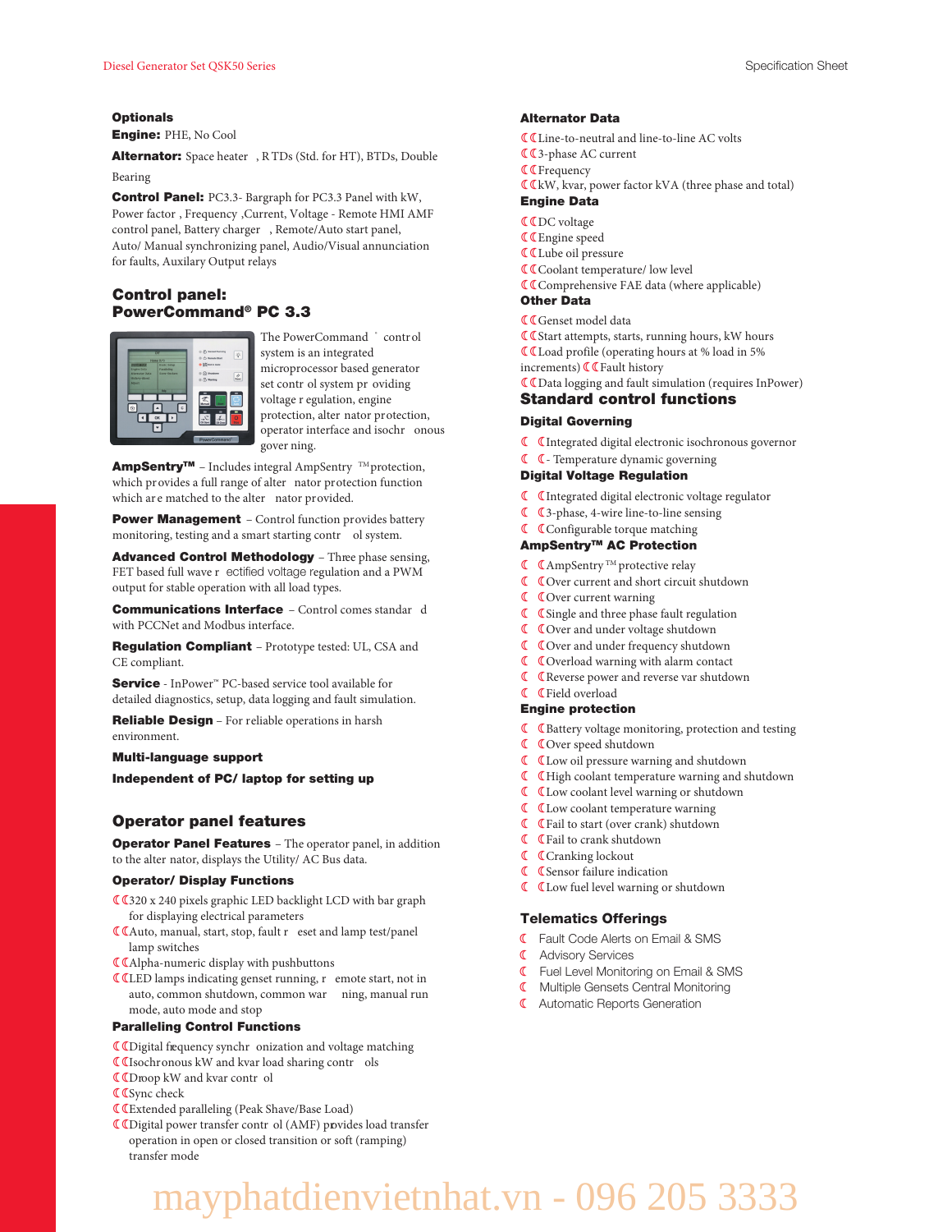## Optionals

**Engine:** PHE, No Cool

**Alternator:** Space heater , R TDs (Std. for HT), BTDs, Double Bearing

**Control Panel:** PC3.3- Bargraph for PC3.3 Panel with kW, Power factor , Frequency ,Current, Voltage - Remote HMI AMF control panel, Battery charger , Remote/Auto start panel, Auto/ Manual synchronizing panel, Audio/Visual annunciation for faults, Auxilary Output relays

## Control panel: PowerCommand® PC 3.3

The PowerCommand ® control system is an integrated microprocessor based generator set control system providing voltage regulation, engine protection, alternator protection, operator interface and isochronous governing.

**AmpSentry™** – Includes integral AmpSentry ™ protection, which provides a full range of alternator protection function which are matched to the alternator provided.

**Power Management** – Control function provides battery monitoring, testing and a smart starting control system.

**Advanced Control Methodology** – Three phase sensing, FET based full wave rectified voltage regulation and a PWM output for stable operation with all load types.

**Communications Interface** – Control comes standard with PCCNet and Modbus interface.

**Regulation Compliant** – Prototype tested: UL, CSA and CE compliant.

**Service** - InPower™ PC-based service tool available for detailed diagnostics, setup, data logging and fault simulation.

**Reliable Design** – For reliable operations in harsh environment.

**Multi-language support**

**Independent of PC/ laptop for setting up**

## Operator panel features

**Operator Panel Features** – The operator panel, in addition to the alternator, displays the Utility/ AC Bus data.

### Operator/ Display Functions

- 320 x 240 pixels graphic LED backlight LCD with bar graph for displaying electrical parameters
- Auto, manual, start, stop, fault reset and lamp test/panel lamp switches
- Alpha-numeric display with pushbuttons
- LED lamps indicating genset running, remote start, not in auto, common shutdown, common warning, manual run mode, auto mode and stop

### Paralleling Control Functions

- Digital frequency synchronization and voltage matching
- Isochronous kW and kvar load sharing controls
- Droop kW and kvar control
- Sync check
- Extended paralleling (Peak Shave/Base Load)
- Digital power transfer control (AMF) provides load transfer operation in open or closed transition or soft (ramping) transfer mode

### Alternator Data

- Line-to-neutral and line-to-line AC volts
- 3-phase AC current
- Frequency
- kW, kvar, power factor kVA (three phase and total)

### Engine Data

- DC voltage
- Engine speed
- Lube oil pressure
- Coolant temperature/ low level
- Comprehensive FAE data (where applicable)

### Other Data

- Genset model data
- Start attempts, starts, running hours, kW hours
- Load profile (operating hours at % load in 5% increments)
- Fault history
- Data logging and fault simulation (requires InPower)

## Standard control functions

### Digital Governing

- Integrated digital electronic isochronous governor
- - Temperature dynamic governing

### Digital Voltage Regulation

- Integrated digital electronic voltage regulator
- 3-phase, 4-wire line-to-line sensing
- Configurable torque matching

### AmpSentry™ AC Protection

- AmpSentry ™ protective relay
- Over current and short circuit shutdown
- Over current warning
- Single and three phase fault regulation
- Over and under voltage shutdown
- Over and under frequency shutdown
- Overload warning with alarm contact
- Reverse power and reverse var shutdown
- Field overload

### Engine protection

- Battery voltage monitoring, protection and testing
- Over speed shutdown
- Low oil pressure warning and shutdown
- High coolant temperature warning and shutdown
- Low coolant level warning or shutdown
- Low coolant temperature warning
- Fail to start (over crank) shutdown
- Fail to crank shutdown
- Cranking lockout
- Sensor failure indication
- Low fuel level warning or shutdown

## Telematics Offerings

- Fault Code Alerts on Email & SMS
- Advisory Services
- Fuel Level Monitoring on Email & SMS
- Multiple Gensets Central Monitoring
- Automatic Reports Generation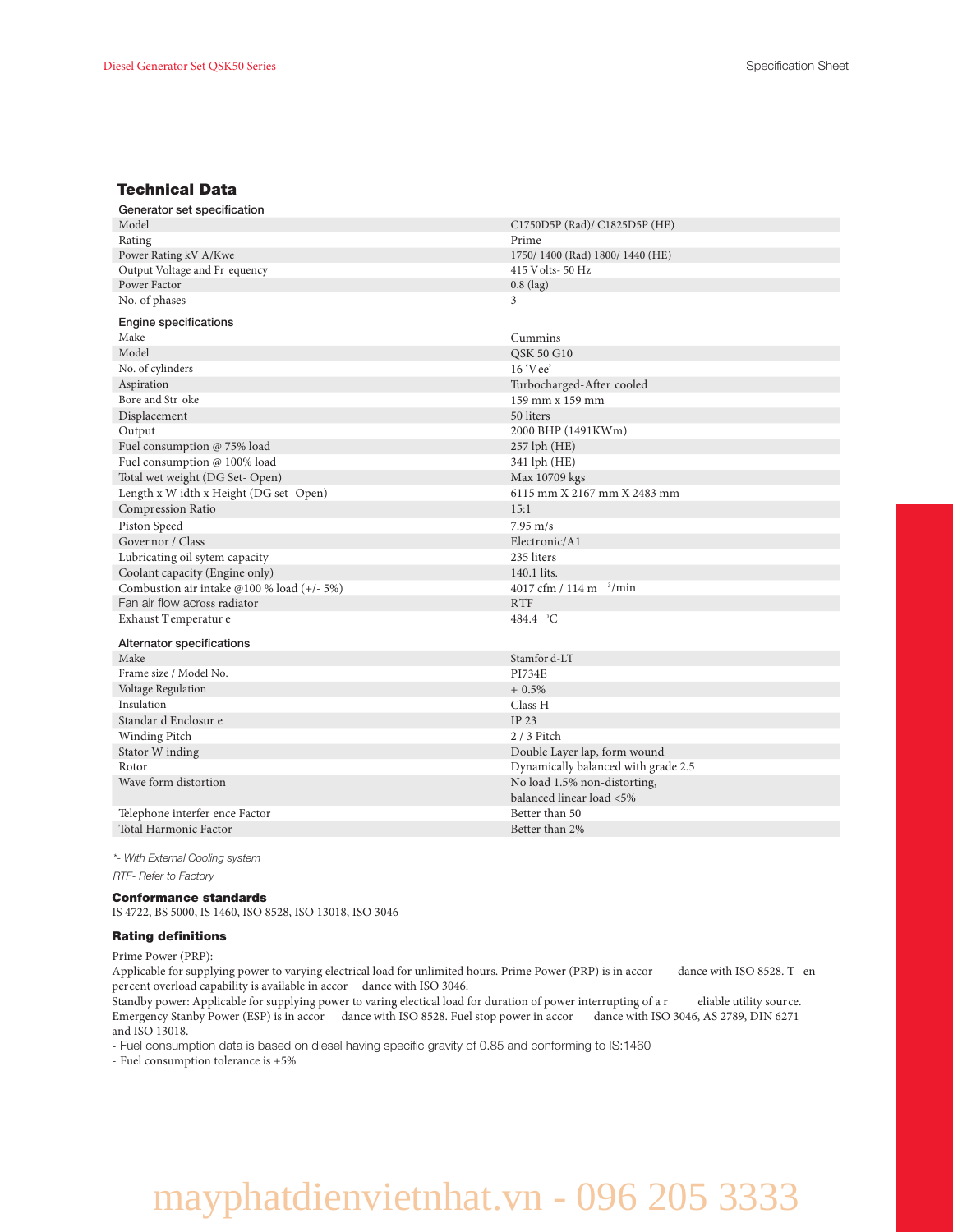## Technical Data

### Generator set specification

| | |
|---|---|
| Model | C1750D5P (Rad)/ C1825D5P (HE) |
| Rating | Prime |
| Power Rating kV A/Kwe | 1750/ 1400 (Rad) 1800/ 1440 (HE) |
| Output Voltage and Frequency | 415 Volts- 50 Hz |
| Power Factor | 0.8 (lag) |
| No. of phases | 3 |

### Engine specifications

| | |
|---|---|
| Make | Cummins |
| Model | QSK 50 G10 |
| No. of cylinders | 16 'Vee' |
| Aspiration | Turbocharged-After cooled |
| Bore and Stroke | 159 mm x 159 mm |
| Displacement | 50 liters |
| Output | 2000 BHP (1491KWm) |
| Fuel consumption @ 75% load | 257 lph (HE) |
| Fuel consumption @ 100% load | 341 lph (HE) |
| Total wet weight (DG Set- Open) | Max 10709 kgs |
| Length x Width x Height (DG set- Open) | 6115 mm X 2167 mm X 2483 mm |
| Compression Ratio | 15:1 |
| Piston Speed | 7.95 m/s |
| Governor / Class | Electronic/A1 |
| Lubricating oil sytem capacity | 235 liters |
| Coolant capacity (Engine only) | 140.1 lits. |
| Combustion air intake @100 % load (+/- 5%) | 4017 cfm / 114 $m^3$/min |
| Fan air flow across radiator | RTF |
| Exhaust Temperature | 484.4 $^0$C |

### Alternator specifications

| | |
|---|---|
| Make | Stamford-LT |
| Frame size / Model No. | PI734E |
| Voltage Regulation | + 0.5% |
| Insulation | Class H |
| Standard Enclosure | IP 23 |
| Winding Pitch | 2 / 3 Pitch |
| Stator Winding | Double Layer lap, form wound |
| Rotor | Dynamically balanced with grade 2.5 |
| Wave form distortion | No load 1.5% non-distorting, balanced linear load <5% |
| Telephone interference Factor | Better than 50 |
| Total Harmonic Factor | Better than 2% |

*\*- With External Cooling system*

*RTF- Refer to Factory*

### Conformance standards

IS 4722, BS 5000, IS 1460, ISO 8528, ISO 13018, ISO 3046

### Rating definitions

Prime Power (PRP):
Applicable for supplying power to varying electrical load for unlimited hours. Prime Power (PRP) is in accordance with ISO 8528. Ten percent overload capability is available in accordance with ISO 3046.
Standby power: Applicable for supplying power to varing electical load for duration of power interrupting of a reliable utility source. Emergency Stanby Power (ESP) is in accordance with ISO 8528. Fuel stop power in accordance with ISO 3046, AS 2789, DIN 6271 and ISO 13018.
- Fuel consumption data is based on diesel having specific gravity of 0.85 and conforming to IS:1460
- Fuel consumption tolerance is +5%

mayphatdienvietnhat.vn - 096 205 3333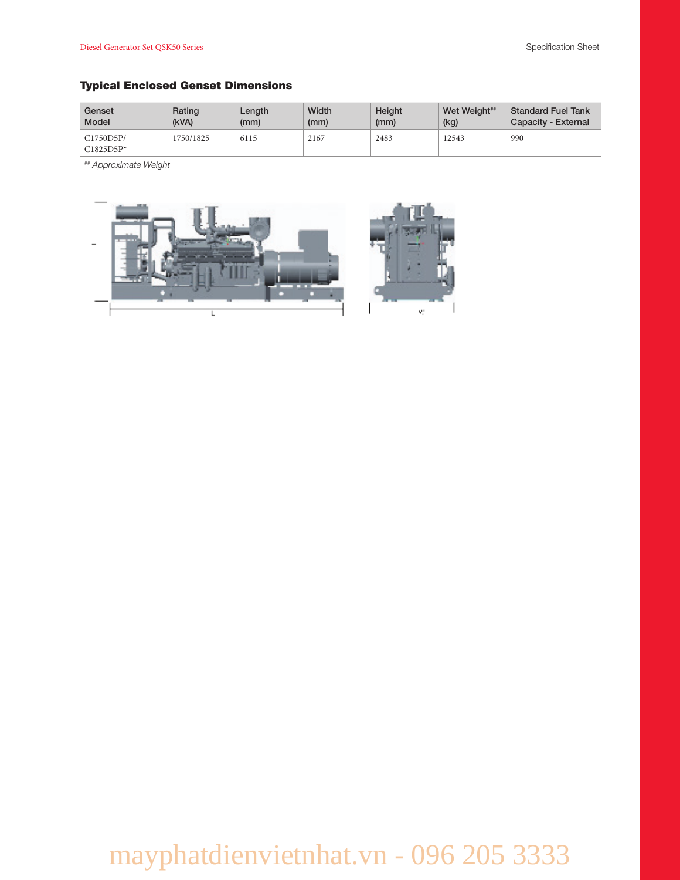### Typical Enclosed Genset Dimensions

| Genset Model | Rating (kVA) | Length (mm) | Width (mm) | Height (mm) | Wet Weight## (kg) | Standard Fuel Tank Capacity - External |
|---|---|---|---|---|---|---|
| C1750D5P/ C1825D5P* | 1750/1825 | 6115 | 2167 | 2483 | 12543 | 990 |

## *Approximate Weight*

L

W

mayphatdienvietnhat.vn - 096 205 3333